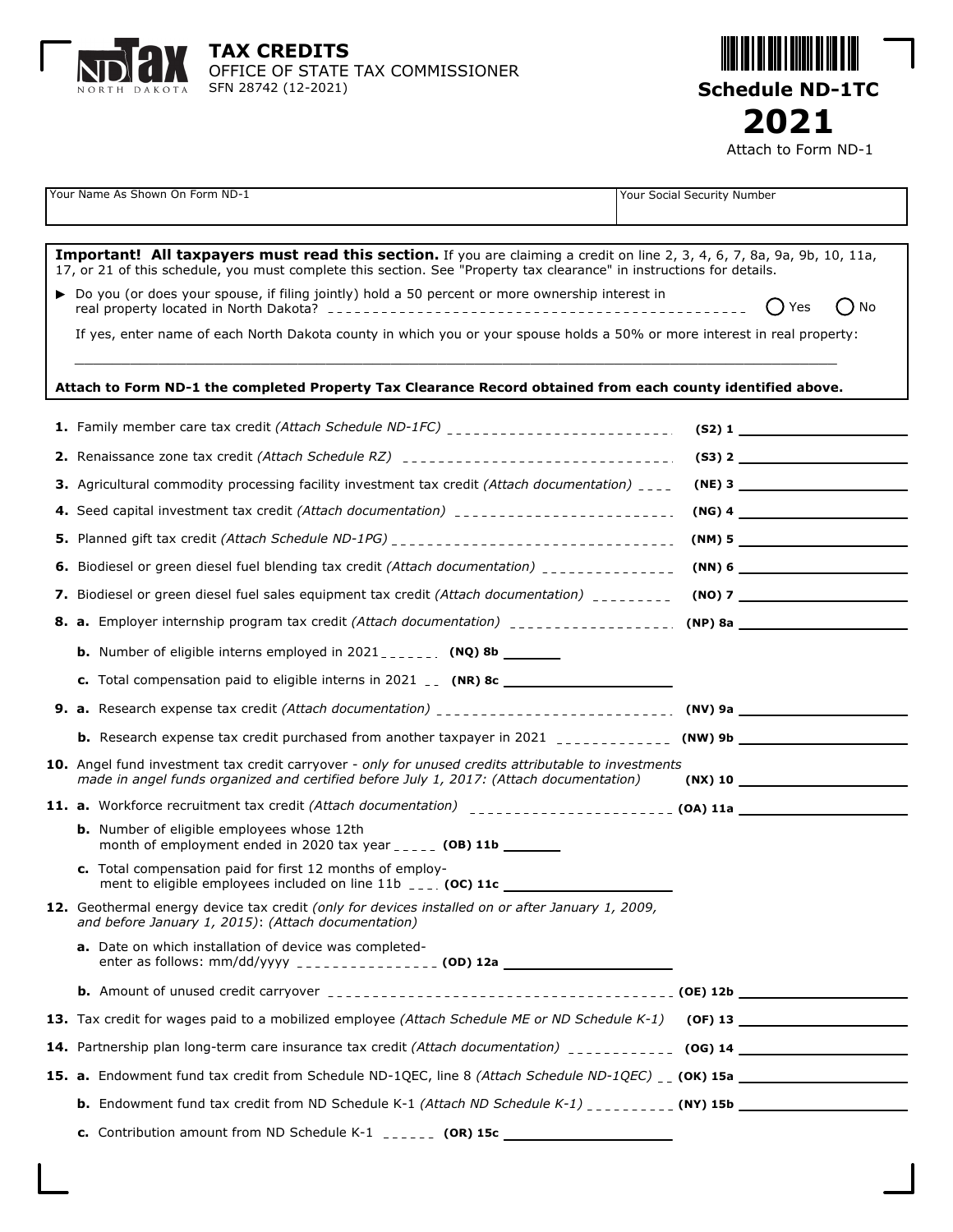# TAX CREDITS

OFFICE OF STATE TAX COMMISSIONER
SFN 28742 (12-2021)

**Schedule ND-1TC**
**2021**
Attach to Form ND-1

| Your Name As Shown On Form ND-1 | Your Social Security Number |
|---|---|
| | |

**Important! All taxpayers must read this section.** If you are claiming a credit on line 2, 3, 4, 6, 7, 8a, 9a, 9b, 10, 11a, 17, or 21 of this schedule, you must complete this section. See "Property tax clearance" in instructions for details.

► Do you (or does your spouse, if filing jointly) hold a 50 percent or more ownership interest in real property located in North Dakota? ◯ Yes ◯ No

If yes, enter name of each North Dakota county in which you or your spouse holds a 50% or more interest in real property:

______________________________________________

**Attach to Form ND-1 the completed Property Tax Clearance Record obtained from each county identified above.**

**1.** Family member care tax credit *(Attach Schedule ND-1FC)* **(S2) 1** ____________

**2.** Renaissance zone tax credit *(Attach Schedule RZ)* **(S3) 2** ____________

**3.** Agricultural commodity processing facility investment tax credit *(Attach documentation)* **(NE) 3** ____________

**4.** Seed capital investment tax credit *(Attach documentation)* **(NG) 4** ____________

**5.** Planned gift tax credit *(Attach Schedule ND-1PG)* **(NM) 5** ____________

**6.** Biodiesel or green diesel fuel blending tax credit *(Attach documentation)* **(NN) 6** ____________

**7.** Biodiesel or green diesel fuel sales equipment tax credit *(Attach documentation)* **(NO) 7** ____________

**8. a.** Employer internship program tax credit *(Attach documentation)* **(NP) 8a** ____________

**b.** Number of eligible interns employed in 2021 **(NQ) 8b** ____________

**c.** Total compensation paid to eligible interns in 2021 **(NR) 8c** ____________

**9. a.** Research expense tax credit *(Attach documentation)* **(NV) 9a** ____________

**b.** Research expense tax credit purchased from another taxpayer in 2021 **(NW) 9b** ____________

**10.** Angel fund investment tax credit carryover - *only for unused credits attributable to investments made in angel funds organized and certified before July 1, 2017: (Attach documentation)* **(NX) 10** ____________

**11. a.** Workforce recruitment tax credit *(Attach documentation)* **(OA) 11a** ____________

**b.** Number of eligible employees whose 12th month of employment ended in 2020 tax year **(OB) 11b** ____________

**c.** Total compensation paid for first 12 months of employment to eligible employees included on line 11b **(OC) 11c** ____________

**12.** Geothermal energy device tax credit *(only for devices installed on or after January 1, 2009, and before January 1, 2015)*: *(Attach documentation)*

**a.** Date on which installation of device was completed- enter as follows: mm/dd/yyyy **(OD) 12a** ____________

**b.** Amount of unused credit carryover **(OE) 12b** ____________

**13.** Tax credit for wages paid to a mobilized employee *(Attach Schedule ME or ND Schedule K-1)* **(OF) 13** ____________

**14.** Partnership plan long-term care insurance tax credit *(Attach documentation)* **(OG) 14** ____________

**15. a.** Endowment fund tax credit from Schedule ND-1QEC, line 8 *(Attach Schedule ND-1QEC)* **(OK) 15a** ____________

**b.** Endowment fund tax credit from ND Schedule K-1 *(Attach ND Schedule K-1)* **(NY) 15b** ____________

**c.** Contribution amount from ND Schedule K-1 **(OR) 15c** ____________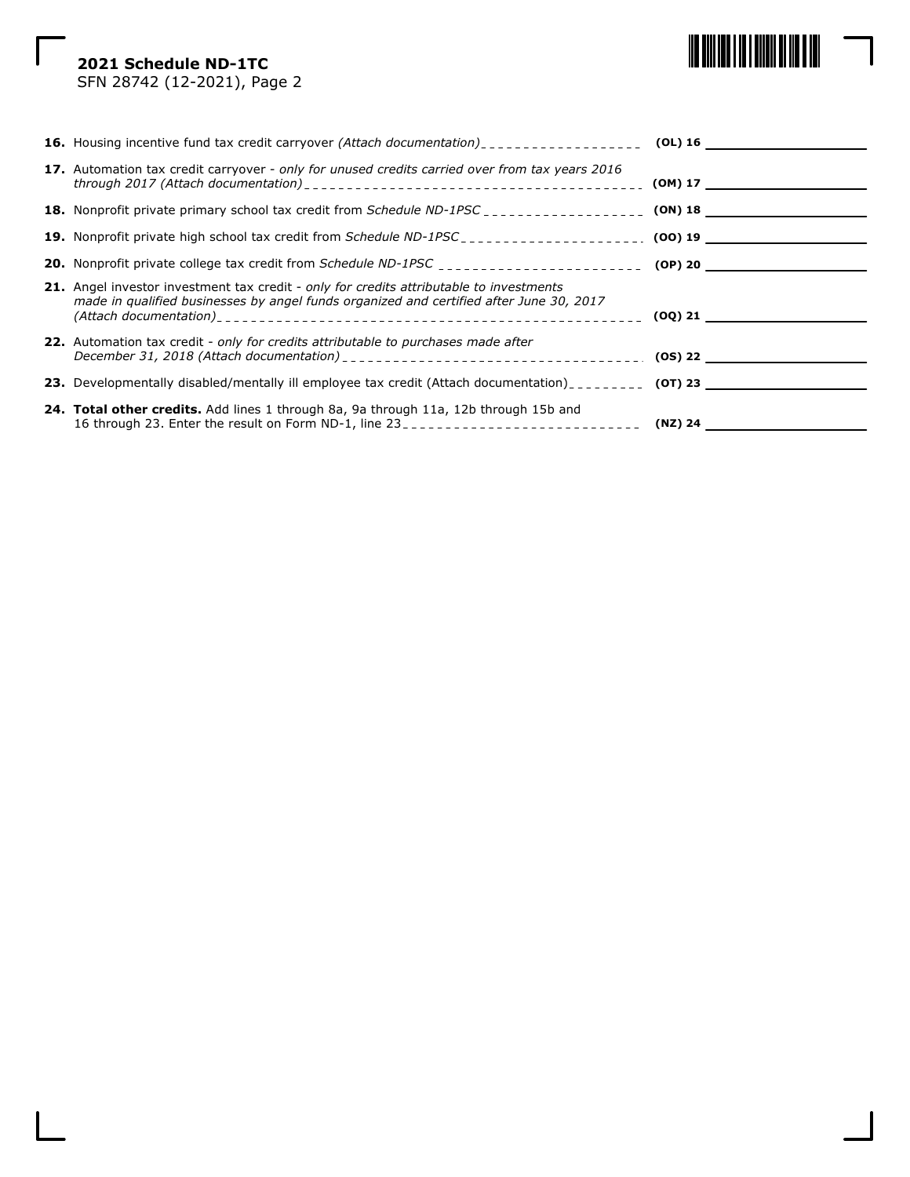**2021 Schedule ND-1TC**
SFN 28742 (12-2021), Page 2

| | |
|---|---|
| **16.** Housing incentive fund tax credit carryover *(Attach documentation)* | **(OL) 16** |
| **17.** Automation tax credit carryover - *only for unused credits carried over from tax years 2016 through 2017 (Attach documentation)* | **(OM) 17** |
| **18.** Nonprofit private primary school tax credit from *Schedule ND-1PSC* | **(ON) 18** |
| **19.** Nonprofit private high school tax credit from *Schedule ND-1PSC* | **(OO) 19** |
| **20.** Nonprofit private college tax credit from *Schedule ND-1PSC* | **(OP) 20** |
| **21.** Angel investor investment tax credit - *only for credits attributable to investments made in qualified businesses by angel funds organized and certified after June 30, 2017 (Attach documentation)* | **(OQ) 21** |
| **22.** Automation tax credit - *only for credits attributable to purchases made after December 31, 2018 (Attach documentation)* | **(OS) 22** |
| **23.** Developmentally disabled/mentally ill employee tax credit (Attach documentation) | **(OT) 23** |
| **24. Total other credits.** Add lines 1 through 8a, 9a through 11a, 12b through 15b and 16 through 23. Enter the result on Form ND-1, line 23 | **(NZ) 24** |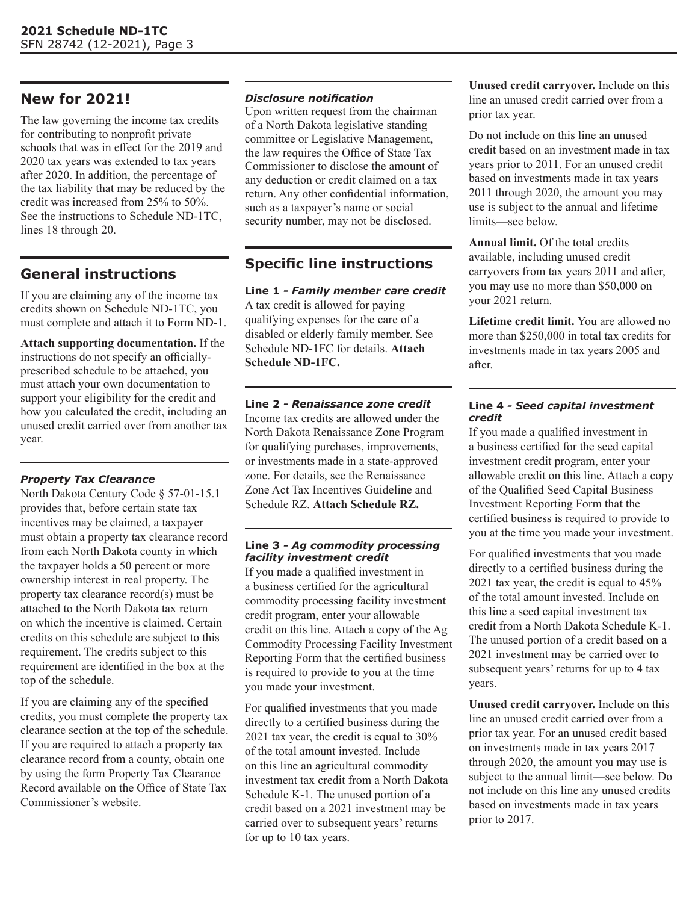## New for 2021!

The law governing the income tax credits for contributing to nonprofit private schools that was in effect for the 2019 and 2020 tax years was extended to tax years after 2020. In addition, the percentage of the tax liability that may be reduced by the credit was increased from 25% to 50%. See the instructions to Schedule ND-1TC, lines 18 through 20.

## General instructions

If you are claiming any of the income tax credits shown on Schedule ND-1TC, you must complete and attach it to Form ND-1.

**Attach supporting documentation.** If the instructions do not specify an officially-prescribed schedule to be attached, you must attach your own documentation to support your eligibility for the credit and how you calculated the credit, including an unused credit carried over from another tax year.

### *Property Tax Clearance*

North Dakota Century Code § 57-01-15.1 provides that, before certain state tax incentives may be claimed, a taxpayer must obtain a property tax clearance record from each North Dakota county in which the taxpayer holds a 50 percent or more ownership interest in real property. The property tax clearance record(s) must be attached to the North Dakota tax return on which the incentive is claimed. Certain credits on this schedule are subject to this requirement. The credits subject to this requirement are identified in the box at the top of the schedule.

If you are claiming any of the specified credits, you must complete the property tax clearance section at the top of the schedule. If you are required to attach a property tax clearance record from a county, obtain one by using the form Property Tax Clearance Record available on the Office of State Tax Commissioner's website.

### *Disclosure notification*

Upon written request from the chairman of a North Dakota legislative standing committee or Legislative Management, the law requires the Office of State Tax Commissioner to disclose the amount of any deduction or credit claimed on a tax return. Any other confidential information, such as a taxpayer's name or social security number, may not be disclosed.

## Specific line instructions

### Line 1 - *Family member care credit*

A tax credit is allowed for paying qualifying expenses for the care of a disabled or elderly family member. See Schedule ND-1FC for details. **Attach Schedule ND-1FC.**

### Line 2 - *Renaissance zone credit*

Income tax credits are allowed under the North Dakota Renaissance Zone Program for qualifying purchases, improvements, or investments made in a state-approved zone. For details, see the Renaissance Zone Act Tax Incentives Guideline and Schedule RZ. **Attach Schedule RZ.**

### Line 3 - *Ag commodity processing facility investment credit*

If you made a qualified investment in a business certified for the agricultural commodity processing facility investment credit program, enter your allowable credit on this line. Attach a copy of the Ag Commodity Processing Facility Investment Reporting Form that the certified business is required to provide to you at the time you made your investment.

For qualified investments that you made directly to a certified business during the 2021 tax year, the credit is equal to 30% of the total amount invested. Include on this line an agricultural commodity investment tax credit from a North Dakota Schedule K-1. The unused portion of a credit based on a 2021 investment may be carried over to subsequent years' returns for up to 10 tax years.

**Unused credit carryover.** Include on this line an unused credit carried over from a prior tax year.

Do not include on this line an unused credit based on an investment made in tax years prior to 2011. For an unused credit based on investments made in tax years 2011 through 2020, the amount you may use is subject to the annual and lifetime limits—see below.

**Annual limit.** Of the total credits available, including unused credit carryovers from tax years 2011 and after, you may use no more than $50,000 on your 2021 return.

**Lifetime credit limit.** You are allowed no more than $250,000 in total tax credits for investments made in tax years 2005 and after.

### Line 4 - *Seed capital investment credit*

If you made a qualified investment in a business certified for the seed capital investment credit program, enter your allowable credit on this line. Attach a copy of the Qualified Seed Capital Business Investment Reporting Form that the certified business is required to provide to you at the time you made your investment.

For qualified investments that you made directly to a certified business during the 2021 tax year, the credit is equal to 45% of the total amount invested. Include on this line a seed capital investment tax credit from a North Dakota Schedule K-1. The unused portion of a credit based on a 2021 investment may be carried over to subsequent years' returns for up to 4 tax years.

**Unused credit carryover.** Include on this line an unused credit carried over from a prior tax year. For an unused credit based on investments made in tax years 2017 through 2020, the amount you may use is subject to the annual limit—see below. Do not include on this line any unused credits based on investments made in tax years prior to 2017.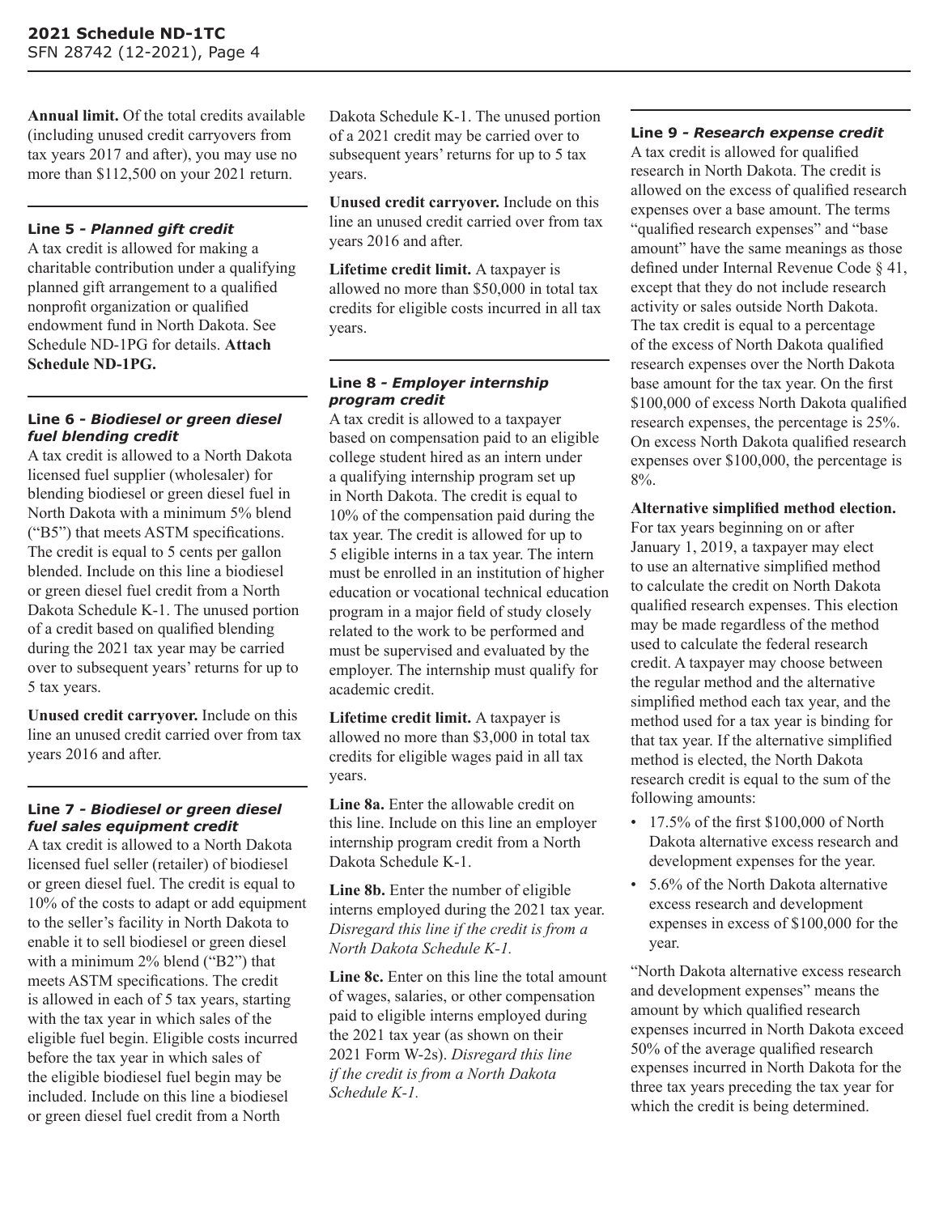**Annual limit.** Of the total credits available (including unused credit carryovers from tax years 2017 and after), you may use no more than $112,500 on your 2021 return.

### Line 5 - *Planned gift credit*

A tax credit is allowed for making a charitable contribution under a qualifying planned gift arrangement to a qualified nonprofit organization or qualified endowment fund in North Dakota. See Schedule ND-1PG for details. **Attach Schedule ND-1PG.**

### Line 6 - *Biodiesel or green diesel fuel blending credit*

A tax credit is allowed to a North Dakota licensed fuel supplier (wholesaler) for blending biodiesel or green diesel fuel in North Dakota with a minimum 5% blend ("B5") that meets ASTM specifications. The credit is equal to 5 cents per gallon blended. Include on this line a biodiesel or green diesel fuel credit from a North Dakota Schedule K-1. The unused portion of a credit based on qualified blending during the 2021 tax year may be carried over to subsequent years' returns for up to 5 tax years.

**Unused credit carryover.** Include on this line an unused credit carried over from tax years 2016 and after.

### Line 7 - *Biodiesel or green diesel fuel sales equipment credit*

A tax credit is allowed to a North Dakota licensed fuel seller (retailer) of biodiesel or green diesel fuel. The credit is equal to 10% of the costs to adapt or add equipment to the seller's facility in North Dakota to enable it to sell biodiesel or green diesel with a minimum 2% blend ("B2") that meets ASTM specifications. The credit is allowed in each of 5 tax years, starting with the tax year in which sales of the eligible fuel begin. Eligible costs incurred before the tax year in which sales of the eligible biodiesel fuel begin may be included. Include on this line a biodiesel or green diesel fuel credit from a North Dakota Schedule K-1. The unused portion of a 2021 credit may be carried over to subsequent years' returns for up to 5 tax years.

**Unused credit carryover.** Include on this line an unused credit carried over from tax years 2016 and after.

**Lifetime credit limit.** A taxpayer is allowed no more than $50,000 in total tax credits for eligible costs incurred in all tax years.

### Line 8 - *Employer internship program credit*

A tax credit is allowed to a taxpayer based on compensation paid to an eligible college student hired as an intern under a qualifying internship program set up in North Dakota. The credit is equal to 10% of the compensation paid during the tax year. The credit is allowed for up to 5 eligible interns in a tax year. The intern must be enrolled in an institution of higher education or vocational technical education program in a major field of study closely related to the work to be performed and must be supervised and evaluated by the employer. The internship must qualify for academic credit.

**Lifetime credit limit.** A taxpayer is allowed no more than $3,000 in total tax credits for eligible wages paid in all tax years.

**Line 8a.** Enter the allowable credit on this line. Include on this line an employer internship program credit from a North Dakota Schedule K-1.

**Line 8b.** Enter the number of eligible interns employed during the 2021 tax year. *Disregard this line if the credit is from a North Dakota Schedule K-1.*

**Line 8c.** Enter on this line the total amount of wages, salaries, or other compensation paid to eligible interns employed during the 2021 tax year (as shown on their 2021 Form W-2s). *Disregard this line if the credit is from a North Dakota Schedule K-1.*

### Line 9 - *Research expense credit*

A tax credit is allowed for qualified research in North Dakota. The credit is allowed on the excess of qualified research expenses over a base amount. The terms "qualified research expenses" and "base amount" have the same meanings as those defined under Internal Revenue Code § 41, except that they do not include research activity or sales outside North Dakota. The tax credit is equal to a percentage of the excess of North Dakota qualified research expenses over the North Dakota base amount for the tax year. On the first $100,000 of excess North Dakota qualified research expenses, the percentage is 25%. On excess North Dakota qualified research expenses over $100,000, the percentage is 8%.

**Alternative simplified method election.** For tax years beginning on or after January 1, 2019, a taxpayer may elect to use an alternative simplified method to calculate the credit on North Dakota qualified research expenses. This election may be made regardless of the method used to calculate the federal research credit. A taxpayer may choose between the regular method and the alternative simplified method each tax year, and the method used for a tax year is binding for that tax year. If the alternative simplified method is elected, the North Dakota research credit is equal to the sum of the following amounts:

- 17.5% of the first $100,000 of North Dakota alternative excess research and development expenses for the year.
- 5.6% of the North Dakota alternative excess research and development expenses in excess of $100,000 for the year.

"North Dakota alternative excess research and development expenses" means the amount by which qualified research expenses incurred in North Dakota exceed 50% of the average qualified research expenses incurred in North Dakota for the three tax years preceding the tax year for which the credit is being determined.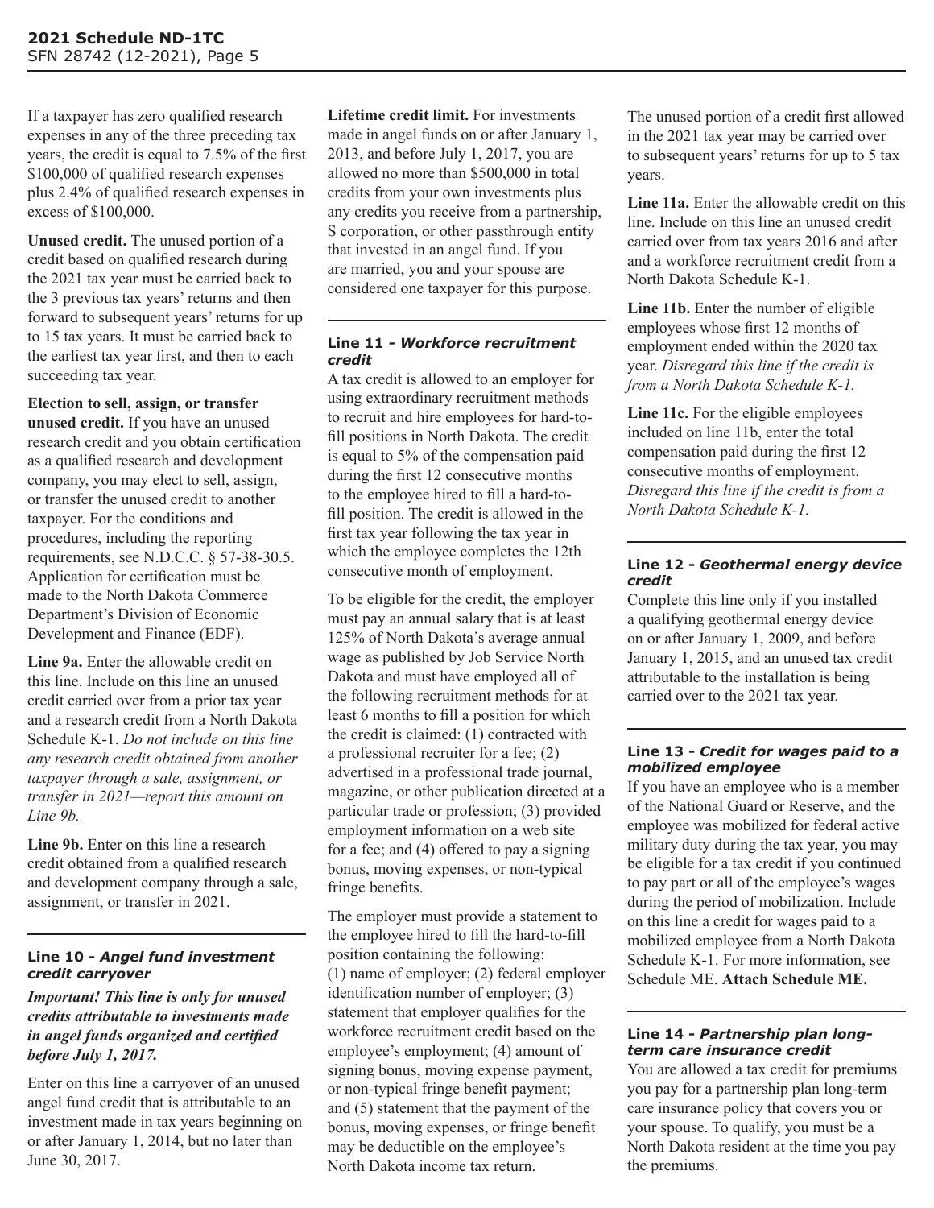If a taxpayer has zero qualified research expenses in any of the three preceding tax years, the credit is equal to 7.5% of the first $100,000 of qualified research expenses plus 2.4% of qualified research expenses in excess of $100,000.

**Unused credit.** The unused portion of a credit based on qualified research during the 2021 tax year must be carried back to the 3 previous tax years' returns and then forward to subsequent years' returns for up to 15 tax years. It must be carried back to the earliest tax year first, and then to each succeeding tax year.

**Election to sell, assign, or transfer unused credit.** If you have an unused research credit and you obtain certification as a qualified research and development company, you may elect to sell, assign, or transfer the unused credit to another taxpayer. For the conditions and procedures, including the reporting requirements, see N.D.C.C. § 57-38-30.5. Application for certification must be made to the North Dakota Commerce Department's Division of Economic Development and Finance (EDF).

**Line 9a.** Enter the allowable credit on this line. Include on this line an unused credit carried over from a prior tax year and a research credit from a North Dakota Schedule K-1. *Do not include on this line any research credit obtained from another taxpayer through a sale, assignment, or transfer in 2021—report this amount on Line 9b.*

**Line 9b.** Enter on this line a research credit obtained from a qualified research and development company through a sale, assignment, or transfer in 2021.

### Line 10 - *Angel fund investment credit carryover*

***Important! This line is only for unused credits attributable to investments made in angel funds organized and certified before July 1, 2017.***

Enter on this line a carryover of an unused angel fund credit that is attributable to an investment made in tax years beginning on or after January 1, 2014, but no later than June 30, 2017.

**Lifetime credit limit.** For investments made in angel funds on or after January 1, 2013, and before July 1, 2017, you are allowed no more than $500,000 in total credits from your own investments plus any credits you receive from a partnership, S corporation, or other passthrough entity that invested in an angel fund. If you are married, you and your spouse are considered one taxpayer for this purpose.

### Line 11 - *Workforce recruitment credit*

A tax credit is allowed to an employer for using extraordinary recruitment methods to recruit and hire employees for hard-to-fill positions in North Dakota. The credit is equal to 5% of the compensation paid during the first 12 consecutive months to the employee hired to fill a hard-to-fill position. The credit is allowed in the first tax year following the tax year in which the employee completes the 12th consecutive month of employment.

To be eligible for the credit, the employer must pay an annual salary that is at least 125% of North Dakota's average annual wage as published by Job Service North Dakota and must have employed all of the following recruitment methods for at least 6 months to fill a position for which the credit is claimed: (1) contracted with a professional recruiter for a fee; (2) advertised in a professional trade journal, magazine, or other publication directed at a particular trade or profession; (3) provided employment information on a web site for a fee; and (4) offered to pay a signing bonus, moving expenses, or non-typical fringe benefits.

The employer must provide a statement to the employee hired to fill the hard-to-fill position containing the following: (1) name of employer; (2) federal employer identification number of employer; (3) statement that employer qualifies for the workforce recruitment credit based on the employee's employment; (4) amount of signing bonus, moving expense payment, or non-typical fringe benefit payment; and (5) statement that the payment of the bonus, moving expenses, or fringe benefit may be deductible on the employee's North Dakota income tax return.

The unused portion of a credit first allowed in the 2021 tax year may be carried over to subsequent years' returns for up to 5 tax years.

**Line 11a.** Enter the allowable credit on this line. Include on this line an unused credit carried over from tax years 2016 and after and a workforce recruitment credit from a North Dakota Schedule K-1.

**Line 11b.** Enter the number of eligible employees whose first 12 months of employment ended within the 2020 tax year. *Disregard this line if the credit is from a North Dakota Schedule K-1.*

**Line 11c.** For the eligible employees included on line 11b, enter the total compensation paid during the first 12 consecutive months of employment. *Disregard this line if the credit is from a North Dakota Schedule K-1.*

### Line 12 - *Geothermal energy device credit*

Complete this line only if you installed a qualifying geothermal energy device on or after January 1, 2009, and before January 1, 2015, and an unused tax credit attributable to the installation is being carried over to the 2021 tax year.

### Line 13 - *Credit for wages paid to a mobilized employee*

If you have an employee who is a member of the National Guard or Reserve, and the employee was mobilized for federal active military duty during the tax year, you may be eligible for a tax credit if you continued to pay part or all of the employee's wages during the period of mobilization. Include on this line a credit for wages paid to a mobilized employee from a North Dakota Schedule K-1. For more information, see Schedule ME. **Attach Schedule ME.**

### Line 14 - *Partnership plan long-term care insurance credit*

You are allowed a tax credit for premiums you pay for a partnership plan long-term care insurance policy that covers you or your spouse. To qualify, you must be a North Dakota resident at the time you pay the premiums.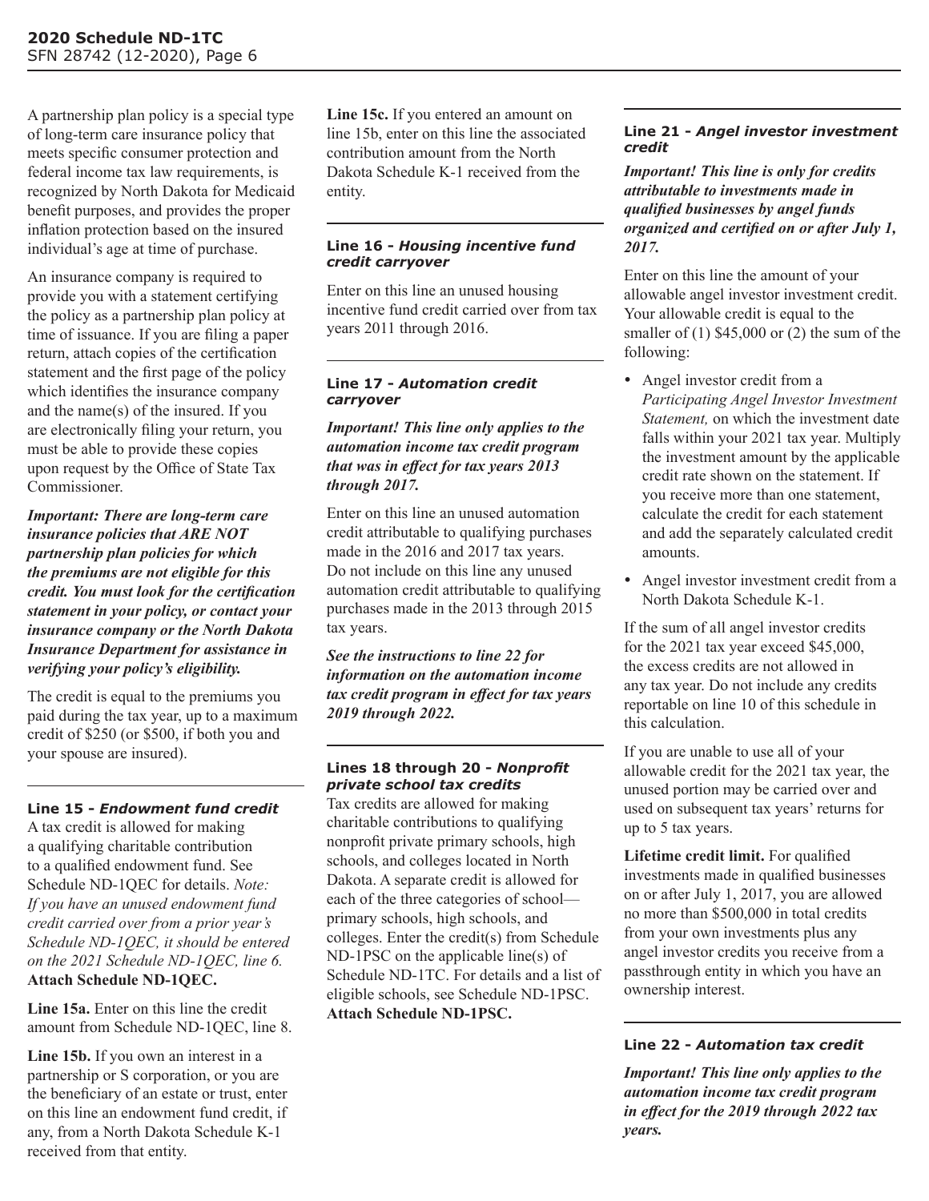A partnership plan policy is a special type of long-term care insurance policy that meets specific consumer protection and federal income tax law requirements, is recognized by North Dakota for Medicaid benefit purposes, and provides the proper inflation protection based on the insured individual's age at time of purchase.

An insurance company is required to provide you with a statement certifying the policy as a partnership plan policy at time of issuance. If you are filing a paper return, attach copies of the certification statement and the first page of the policy which identifies the insurance company and the name(s) of the insured. If you are electronically filing your return, you must be able to provide these copies upon request by the Office of State Tax Commissioner.

***Important: There are long-term care insurance policies that ARE NOT partnership plan policies for which the premiums are not eligible for this credit. You must look for the certification statement in your policy, or contact your insurance company or the North Dakota Insurance Department for assistance in verifying your policy's eligibility.***

The credit is equal to the premiums you paid during the tax year, up to a maximum credit of $250 (or $500, if both you and your spouse are insured).

### Line 15 - *Endowment fund credit*

A tax credit is allowed for making a qualifying charitable contribution to a qualified endowment fund. See Schedule ND-1QEC for details. *Note: If you have an unused endowment fund credit carried over from a prior year's Schedule ND-1QEC, it should be entered on the 2021 Schedule ND-1QEC, line 6.* **Attach Schedule ND-1QEC.**

**Line 15a.** Enter on this line the credit amount from Schedule ND-1QEC, line 8.

**Line 15b.** If you own an interest in a partnership or S corporation, or you are the beneficiary of an estate or trust, enter on this line an endowment fund credit, if any, from a North Dakota Schedule K-1 received from that entity.

**Line 15c.** If you entered an amount on line 15b, enter on this line the associated contribution amount from the North Dakota Schedule K-1 received from the entity.

### Line 16 - *Housing incentive fund credit carryover*

Enter on this line an unused housing incentive fund credit carried over from tax years 2011 through 2016.

### Line 17 - *Automation credit carryover*

***Important! This line only applies to the automation income tax credit program that was in effect for tax years 2013 through 2017.***

Enter on this line an unused automation credit attributable to qualifying purchases made in the 2016 and 2017 tax years. Do not include on this line any unused automation credit attributable to qualifying purchases made in the 2013 through 2015 tax years.

***See the instructions to line 22 for information on the automation income tax credit program in effect for tax years 2019 through 2022.***

### Lines 18 through 20 - *Nonprofit private school tax credits*

Tax credits are allowed for making charitable contributions to qualifying nonprofit private primary schools, high schools, and colleges located in North Dakota. A separate credit is allowed for each of the three categories of school—primary schools, high schools, and colleges. Enter the credit(s) from Schedule ND-1PSC on the applicable line(s) of Schedule ND-1TC. For details and a list of eligible schools, see Schedule ND-1PSC. **Attach Schedule ND-1PSC.**

### Line 21 - *Angel investor investment credit*

***Important! This line is only for credits attributable to investments made in qualified businesses by angel funds organized and certified on or after July 1, 2017.***

Enter on this line the amount of your allowable angel investor investment credit. Your allowable credit is equal to the smaller of (1) $45,000 or (2) the sum of the following:

- Angel investor credit from a *Participating Angel Investor Investment Statement,* on which the investment date falls within your 2021 tax year. Multiply the investment amount by the applicable credit rate shown on the statement. If you receive more than one statement, calculate the credit for each statement and add the separately calculated credit amounts.
- Angel investor investment credit from a North Dakota Schedule K-1.

If the sum of all angel investor credits for the 2021 tax year exceed $45,000, the excess credits are not allowed in any tax year. Do not include any credits reportable on line 10 of this schedule in this calculation.

If you are unable to use all of your allowable credit for the 2021 tax year, the unused portion may be carried over and used on subsequent tax years' returns for up to 5 tax years.

**Lifetime credit limit.** For qualified investments made in qualified businesses on or after July 1, 2017, you are allowed no more than $500,000 in total credits from your own investments plus any angel investor credits you receive from a passthrough entity in which you have an ownership interest.

### Line 22 - *Automation tax credit*

***Important! This line only applies to the automation income tax credit program in effect for the 2019 through 2022 tax years.***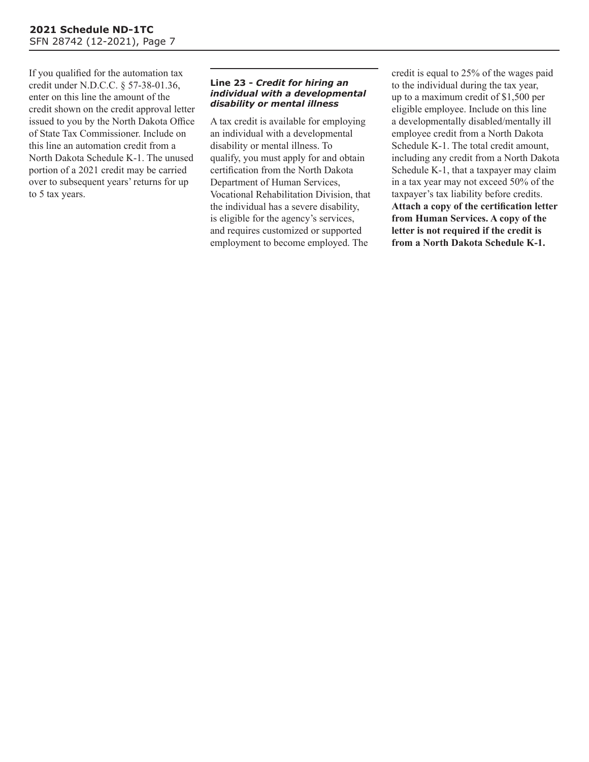If you qualified for the automation tax credit under N.D.C.C. § 57-38-01.36, enter on this line the amount of the credit shown on the credit approval letter issued to you by the North Dakota Office of State Tax Commissioner. Include on this line an automation credit from a North Dakota Schedule K-1. The unused portion of a 2021 credit may be carried over to subsequent years' returns for up to 5 tax years.

### Line 23 - *Credit for hiring an individual with a developmental disability or mental illness*

A tax credit is available for employing an individual with a developmental disability or mental illness. To qualify, you must apply for and obtain certification from the North Dakota Department of Human Services, Vocational Rehabilitation Division, that the individual has a severe disability, is eligible for the agency's services, and requires customized or supported employment to become employed. The credit is equal to 25% of the wages paid to the individual during the tax year, up to a maximum credit of $1,500 per eligible employee. Include on this line a developmentally disabled/mentally ill employee credit from a North Dakota Schedule K-1. The total credit amount, including any credit from a North Dakota Schedule K-1, that a taxpayer may claim in a tax year may not exceed 50% of the taxpayer's tax liability before credits. **Attach a copy of the certification letter from Human Services. A copy of the letter is not required if the credit is from a North Dakota Schedule K-1.**